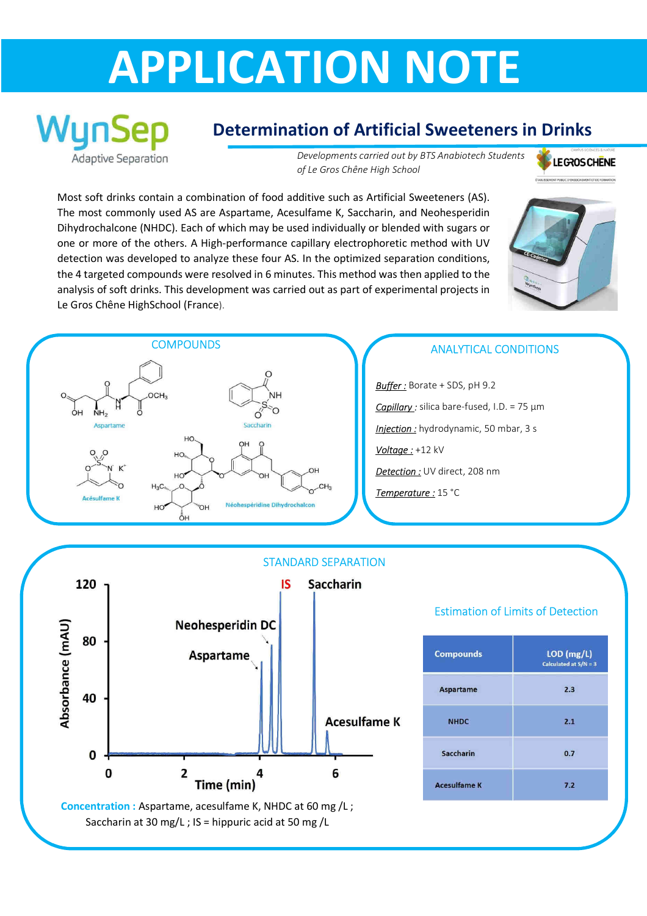# APPLICATION NOTE

WynSep
Adaptive Separation

## Determination of Artificial Sweeteners in Drinks

*Developments carried out by BTS Anabiotech Students of Le Gros Chêne High School*

LE GROS CHÊNE

Most soft drinks contain a combination of food additive such as Artificial Sweeteners (AS). The most commonly used AS are Aspartame, Acesulfame K, Saccharin, and Neohesperidin Dihydrochalcone (NHDC). Each of which may be used individually or blended with sugars or one or more of the others. A High-performance capillary electrophoretic method with UV detection was developed to analyze these four AS. In the optimized separation conditions, the 4 targeted compounds were resolved in 6 minutes. This method was then applied to the analysis of soft drinks. This development was carried out as part of experimental projects in Le Gros Chêne HighSchool (France).

### COMPOUNDS

Aspartame

Saccharin

Acésulfame K

Néohespéridine Dihydrochalcon

### ANALYTICAL CONDITIONS

Buffer : Borate + SDS, pH 9.2

Capillary : silica bare-fused, I.D. = 75 µm

Injection : hydrodynamic, 50 mbar, 3 s

Voltage : +12 kV

Detection : UV direct, 208 nm

Temperature : 15 °C

### STANDARD SEPARATION

**Concentration :** Aspartame, acesulfame K, NHDC at 60 mg /L ; Saccharin at 30 mg/L ; IS = hippuric acid at 50 mg /L

#### Estimation of Limits of Detection

| Compounds | LOD (mg/L) Calculated at S/N = 3 |
|---|---|
| Aspartame | 2.3 |
| NHDC | 2.1 |
| Saccharin | 0.7 |
| Acesulfame K | 7.2 |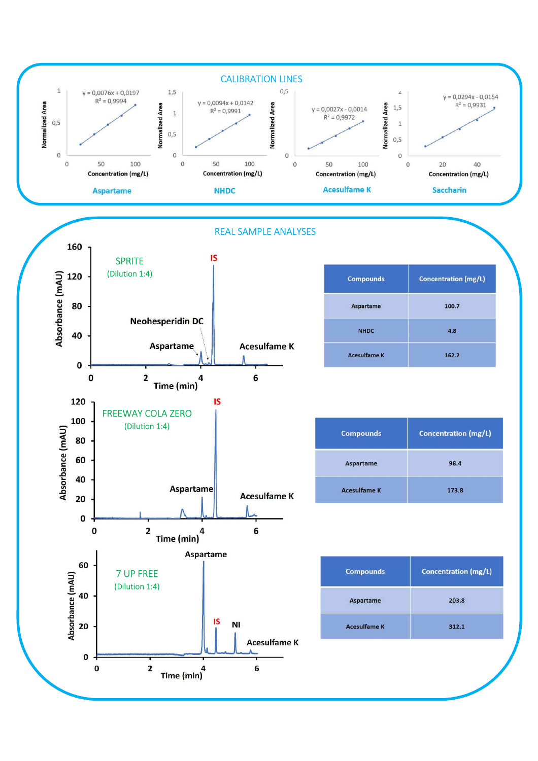## CALIBRATION LINES

**Aspartame**

y = 0,0076x + 0,0197
$R^2$ = 0,9994

Normalized Area

Concentration (mg/L)

**NHDC**

y = 0,0094x + 0,0142
$R^2$ = 0,9991

Normalized Area

Concentration (mg/L)

**Acesulfame K**

y = 0,0027x - 0,0014
$R^2$ = 0,9972

Normalized Area

Concentration (mg/L)

**Saccharin**

y = 0,0294x - 0,0154
$R^2$ = 0,9931

Normalized Area

Concentration (mg/L)

## REAL SAMPLE ANALYSES

**SPRITE** (Dilution 1:4)

IS, Neohesperidin DC, Aspartame, Acesulfame K

Absorbance (mAU)

Time (min)

| Compounds | Concentration (mg/L) |
|---|---|
| Aspartame | 100.7 |
| NHDC | 4.8 |
| Acesulfame K | 162.2 |

**FREEWAY COLA ZERO** (Dilution 1:4)

IS, Aspartame, Acesulfame K

Absorbance (mAU)

Time (min)

| Compounds | Concentration (mg/L) |
|---|---|
| Aspartame | 98.4 |
| Acesulfame K | 173.8 |

**7 UP FREE** (Dilution 1:4)

Aspartame, IS, NI, Acesulfame K

Absorbance (mAU)

Time (min)

| Compounds | Concentration (mg/L) |
|---|---|
| Aspartame | 203.8 |
| Acesulfame K | 312.1 |